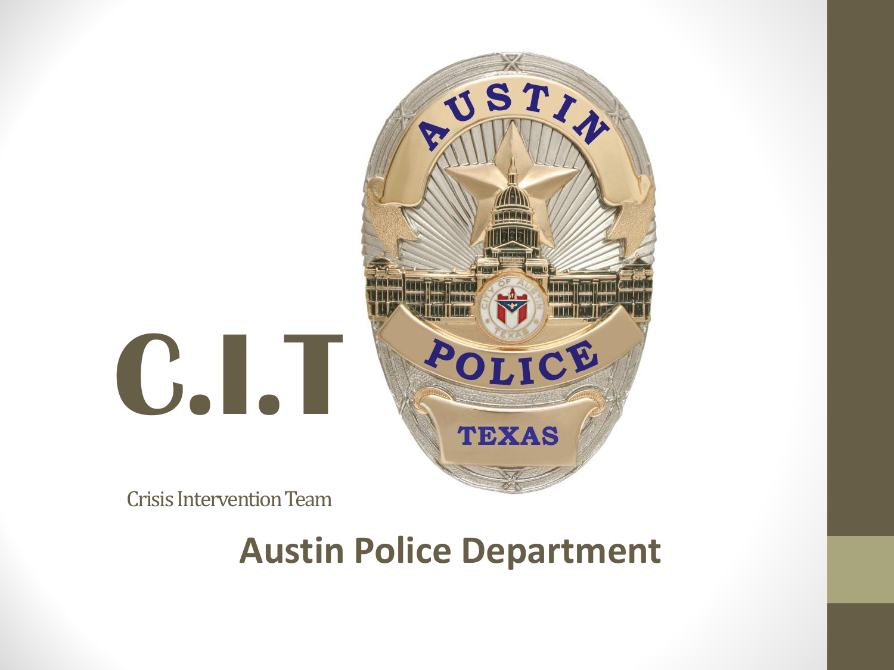# C.I.T

Crisis Intervention Team

## Austin Police Department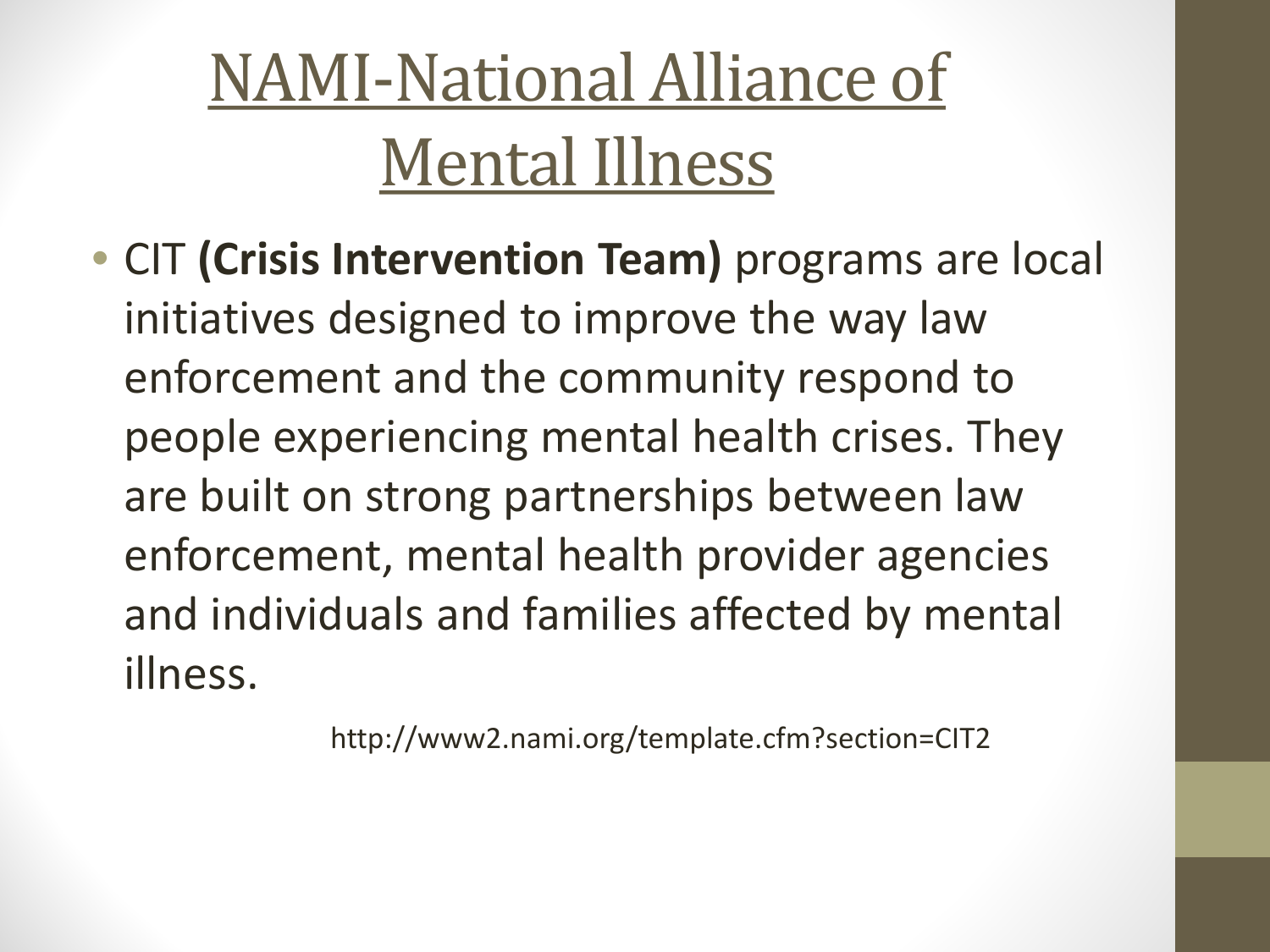# NAMI-National Alliance of Mental Illness

- CIT **(Crisis Intervention Team)** programs are local initiatives designed to improve the way law enforcement and the community respond to people experiencing mental health crises. They are built on strong partnerships between law enforcement, mental health provider agencies and individuals and families affected by mental illness.

http://www2.nami.org/template.cfm?section=CIT2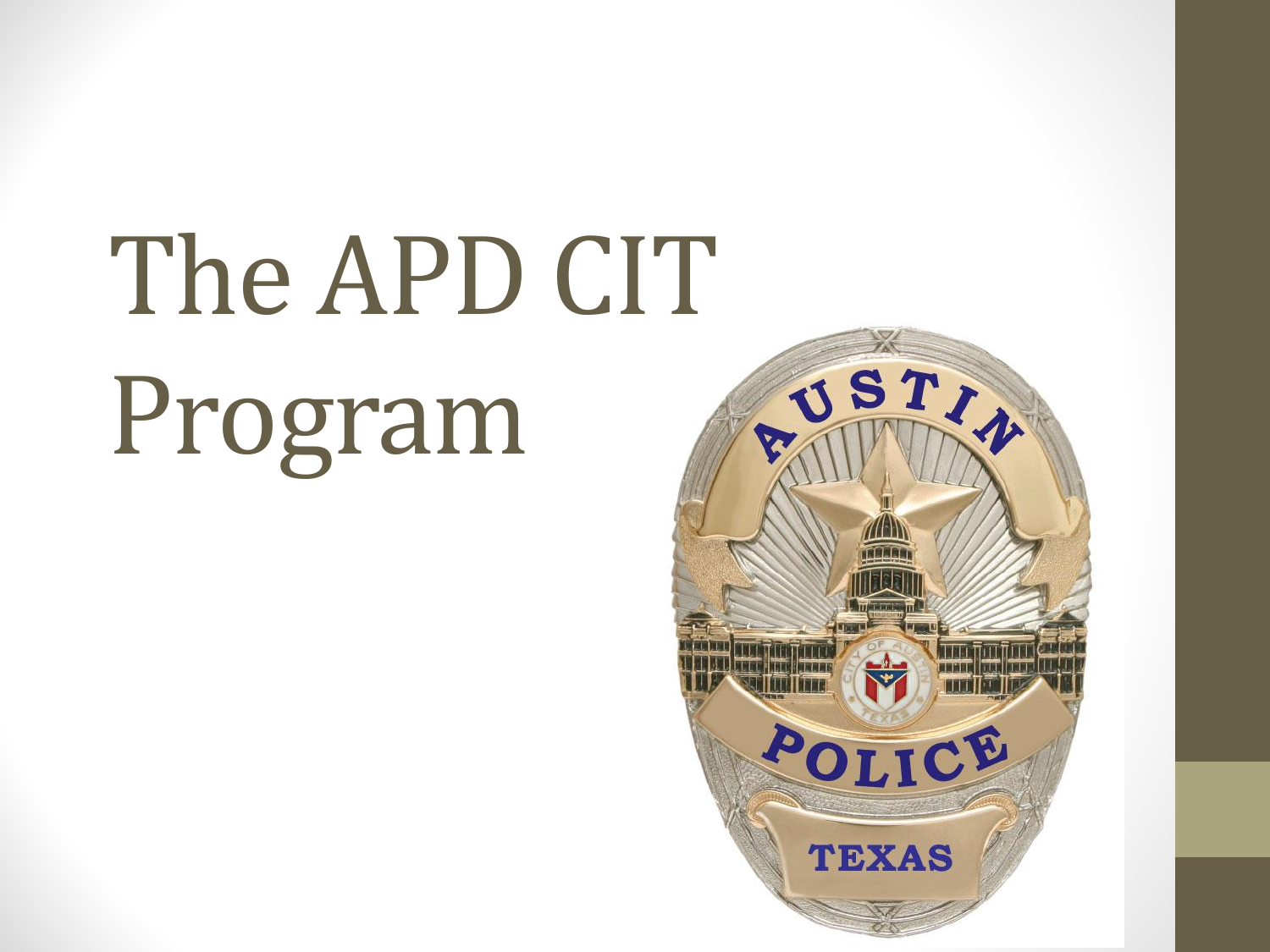# The APD CIT Program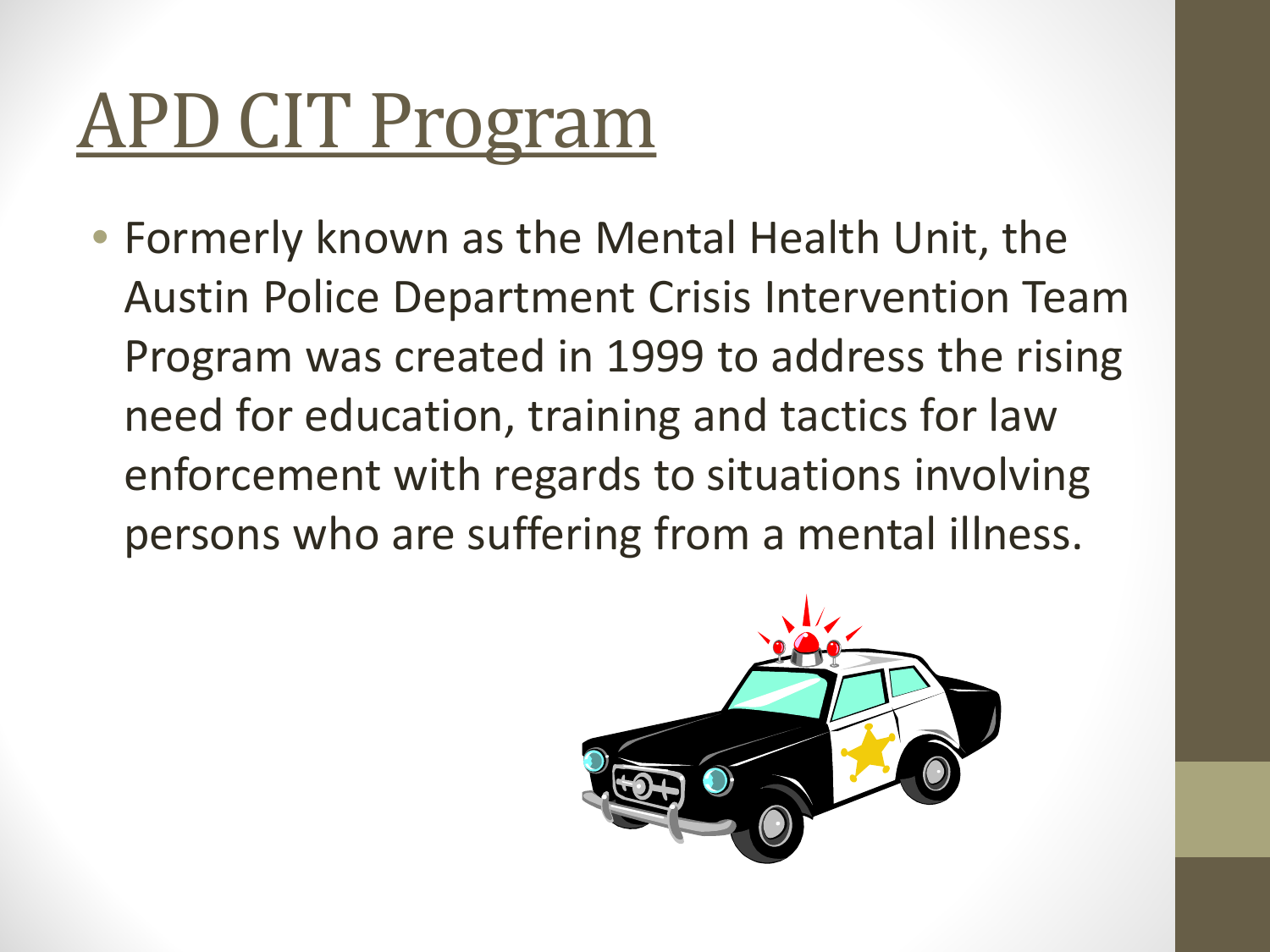# APD CIT Program

- Formerly known as the Mental Health Unit, the Austin Police Department Crisis Intervention Team Program was created in 1999 to address the rising need for education, training and tactics for law enforcement with regards to situations involving persons who are suffering from a mental illness.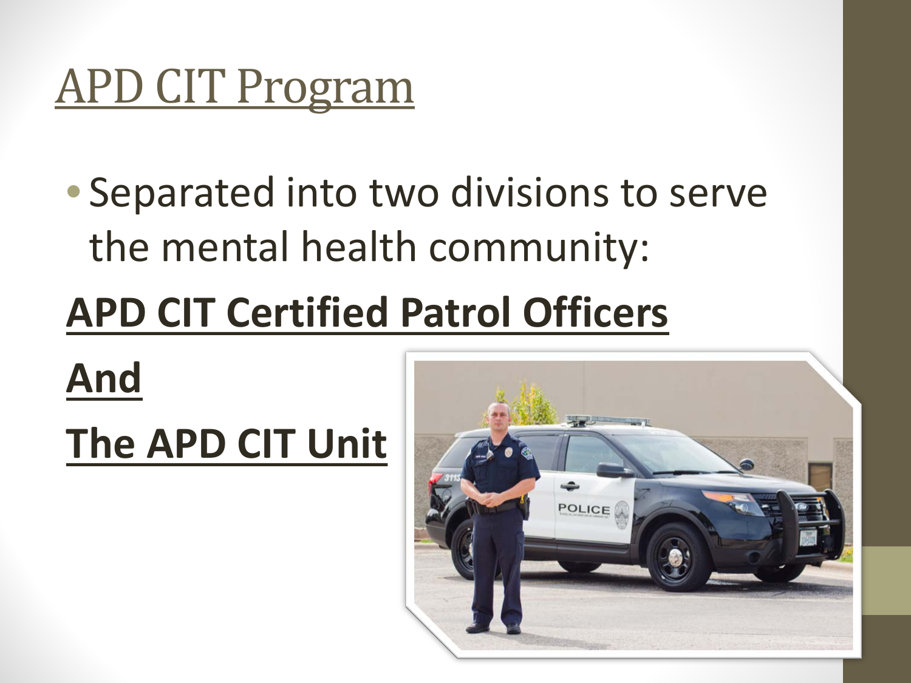# APD CIT Program

- Separated into two divisions to serve the mental health community:

**APD CIT Certified Patrol Officers**

**And**

**The APD CIT Unit**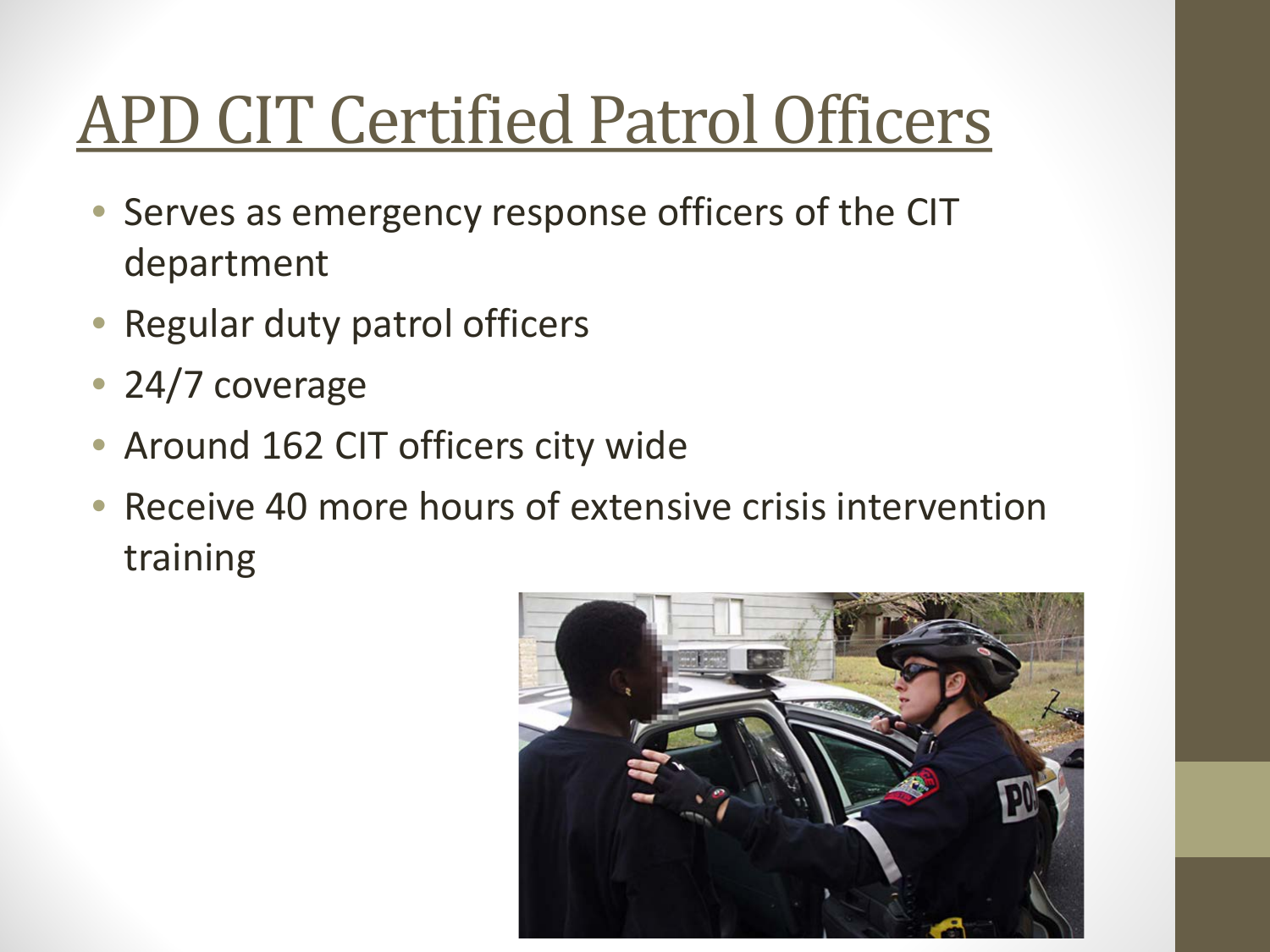# APD CIT Certified Patrol Officers

- Serves as emergency response officers of the CIT department
- Regular duty patrol officers
- 24/7 coverage
- Around 162 CIT officers city wide
- Receive 40 more hours of extensive crisis intervention training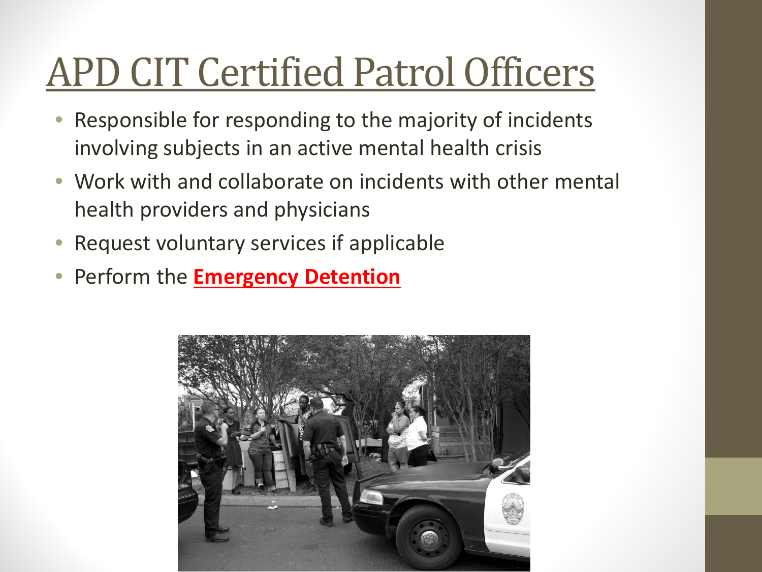# APD CIT Certified Patrol Officers

- Responsible for responding to the majority of incidents involving subjects in an active mental health crisis
- Work with and collaborate on incidents with other mental health providers and physicians
- Request voluntary services if applicable
- Perform the **Emergency Detention**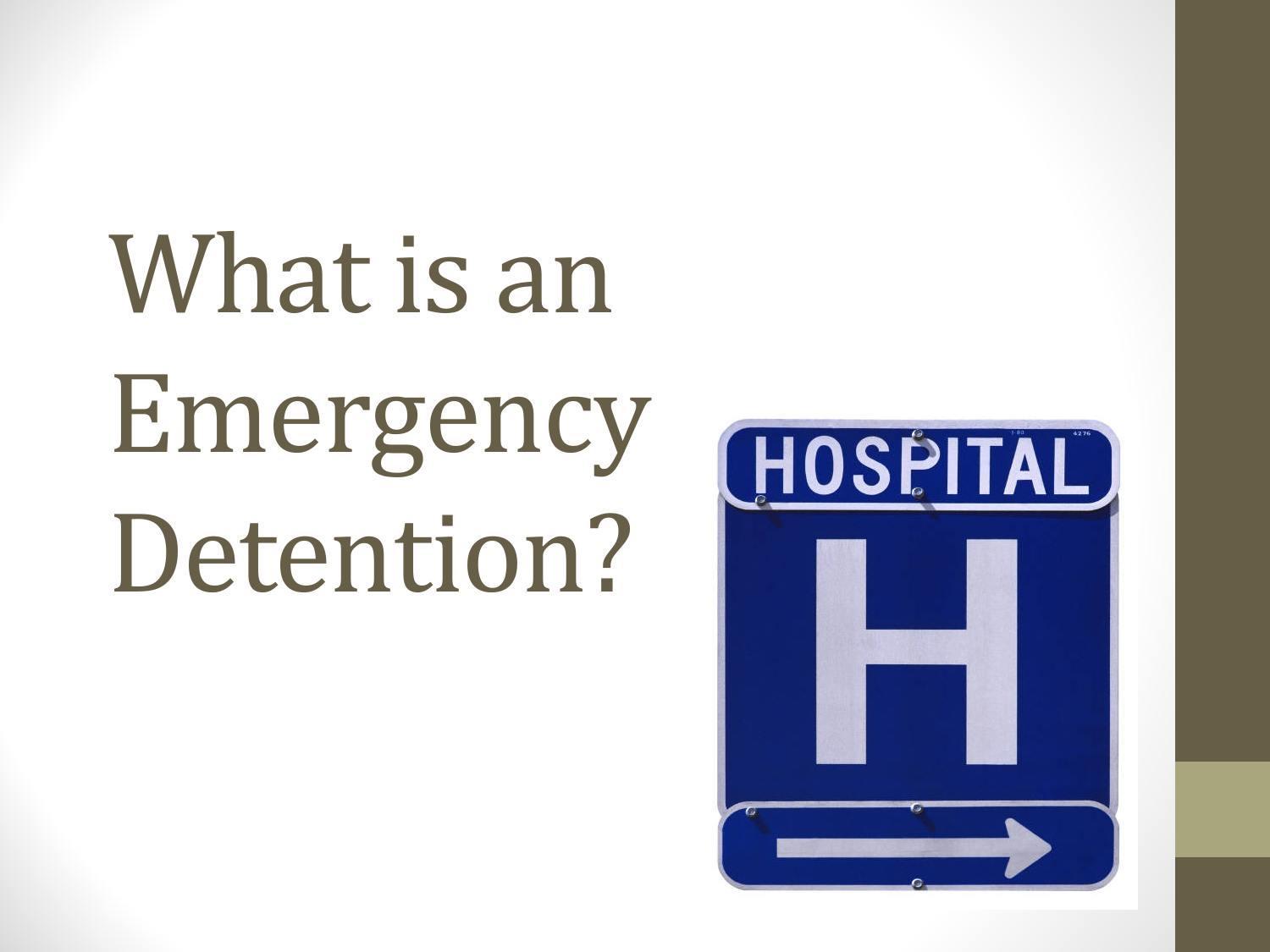# What is an Emergency Detention?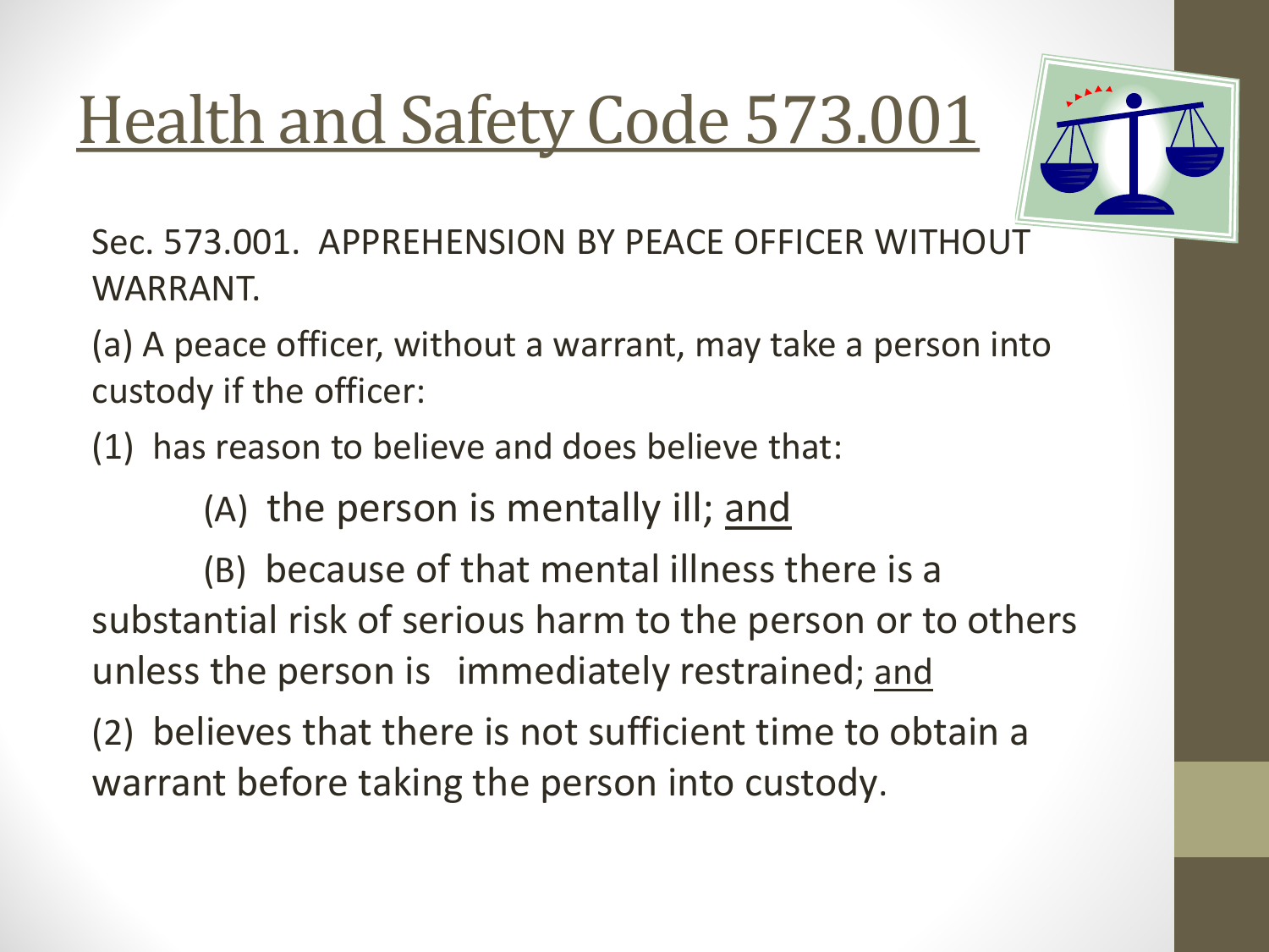# Health and Safety Code 573.001

Sec. 573.001. APPREHENSION BY PEACE OFFICER WITHOUT WARRANT.

(a) A peace officer, without a warrant, may take a person into custody if the officer:

(1) has reason to believe and does believe that:

(A) the person is mentally ill; <u>and</u>

(B) because of that mental illness there is a substantial risk of serious harm to the person or to others unless the person is immediately restrained; <u>and</u>

(2) believes that there is not sufficient time to obtain a warrant before taking the person into custody.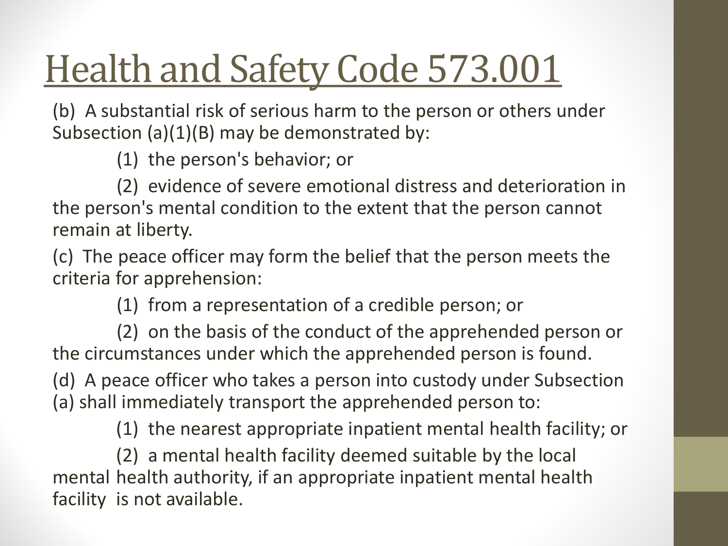# Health and Safety Code 573.001

(b) A substantial risk of serious harm to the person or others under Subsection (a)(1)(B) may be demonstrated by:

(1) the person's behavior; or

(2) evidence of severe emotional distress and deterioration in the person's mental condition to the extent that the person cannot remain at liberty.

(c) The peace officer may form the belief that the person meets the criteria for apprehension:

(1) from a representation of a credible person; or

(2) on the basis of the conduct of the apprehended person or the circumstances under which the apprehended person is found.

(d) A peace officer who takes a person into custody under Subsection (a) shall immediately transport the apprehended person to:

(1) the nearest appropriate inpatient mental health facility; or

(2) a mental health facility deemed suitable by the local mental health authority, if an appropriate inpatient mental health facility is not available.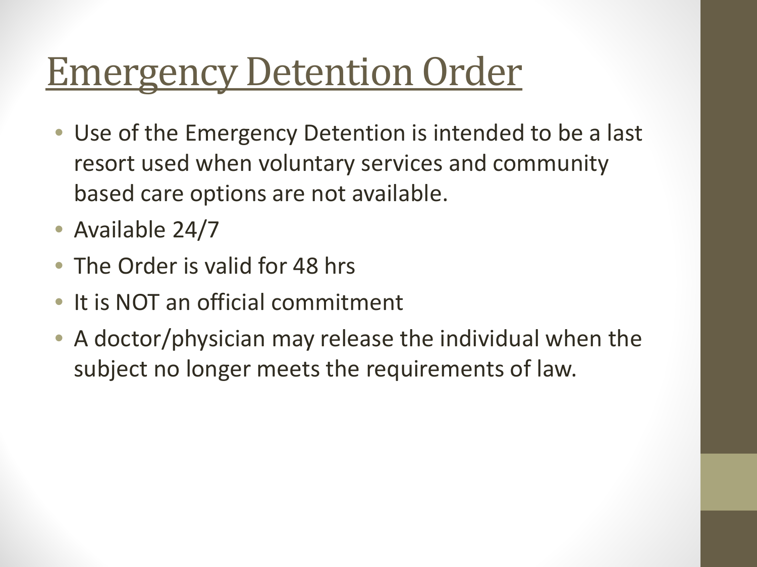# Emergency Detention Order

- Use of the Emergency Detention is intended to be a last resort used when voluntary services and community based care options are not available.
- Available 24/7
- The Order is valid for 48 hrs
- It is NOT an official commitment
- A doctor/physician may release the individual when the subject no longer meets the requirements of law.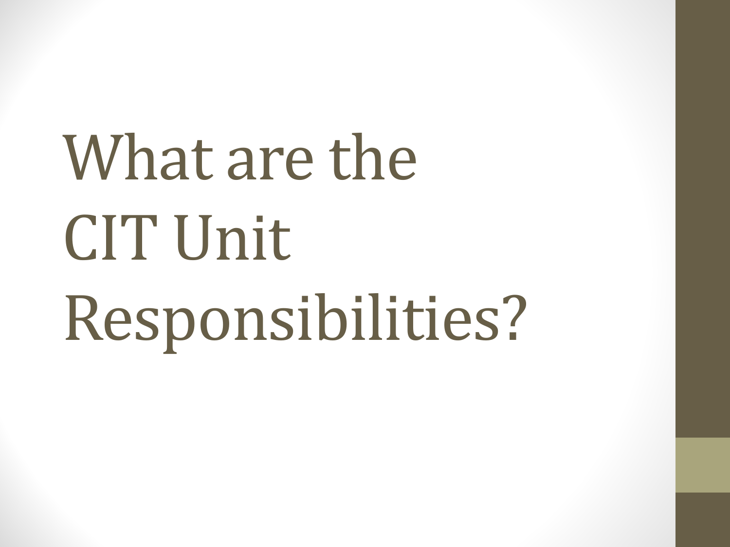# What are the CIT Unit Responsibilities?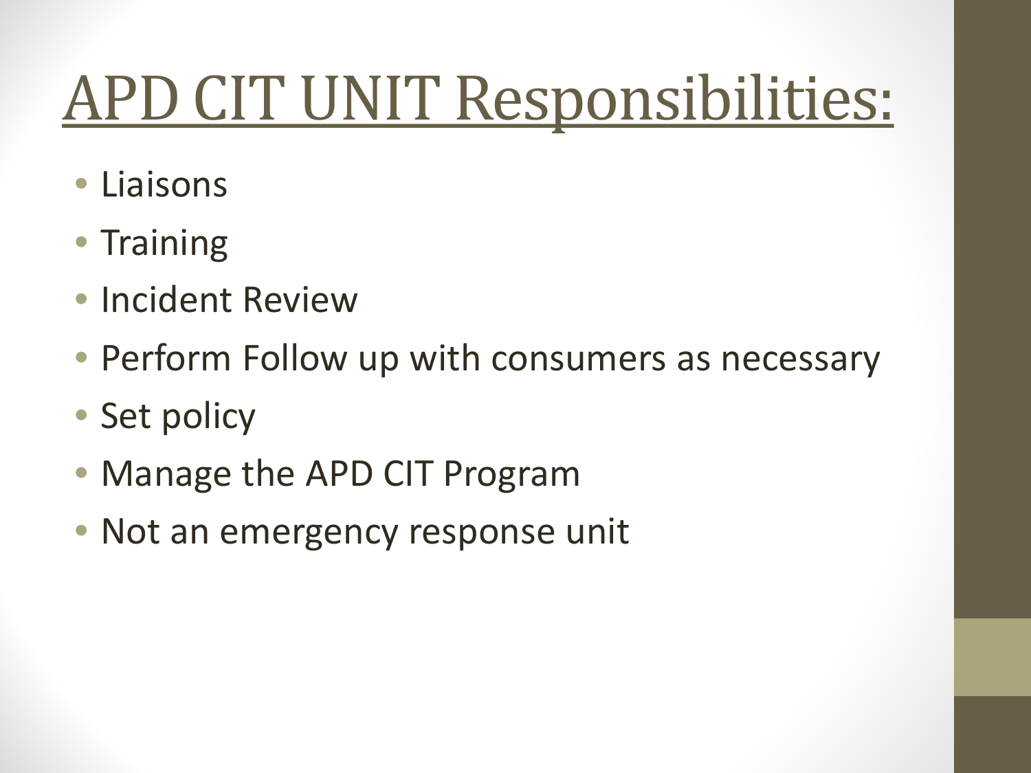# APD CIT UNIT Responsibilities:

- Liaisons
- Training
- Incident Review
- Perform Follow up with consumers as necessary
- Set policy
- Manage the APD CIT Program
- Not an emergency response unit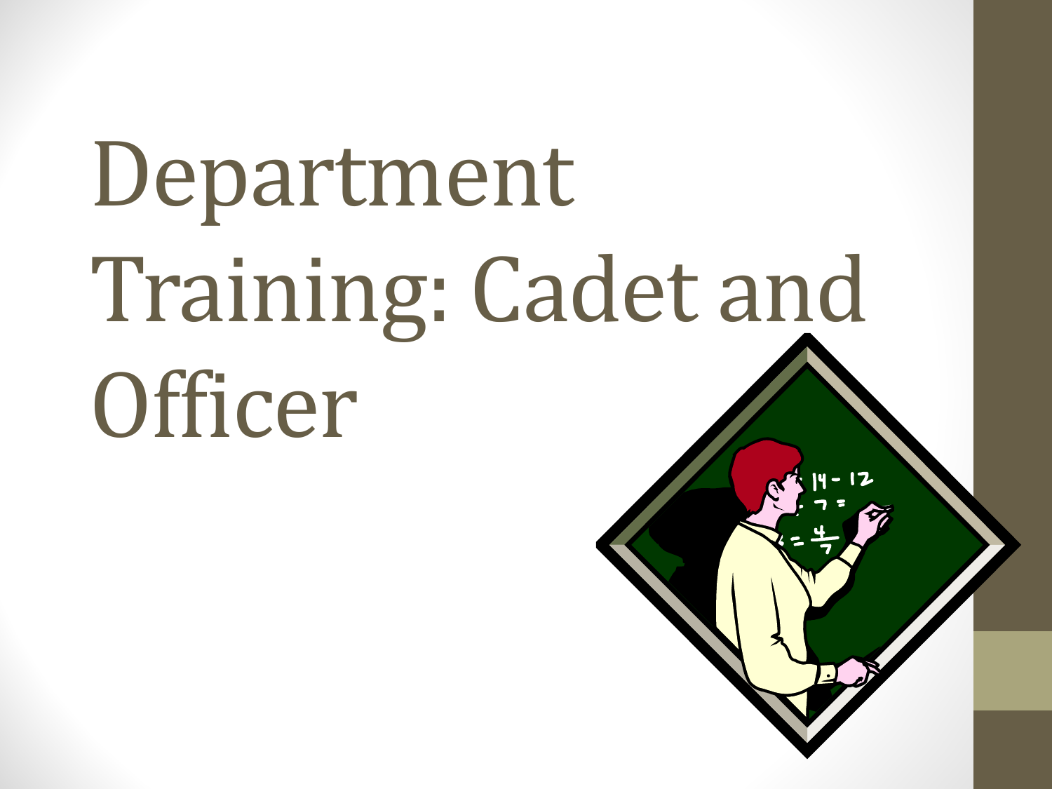# Department Training: Cadet and Officer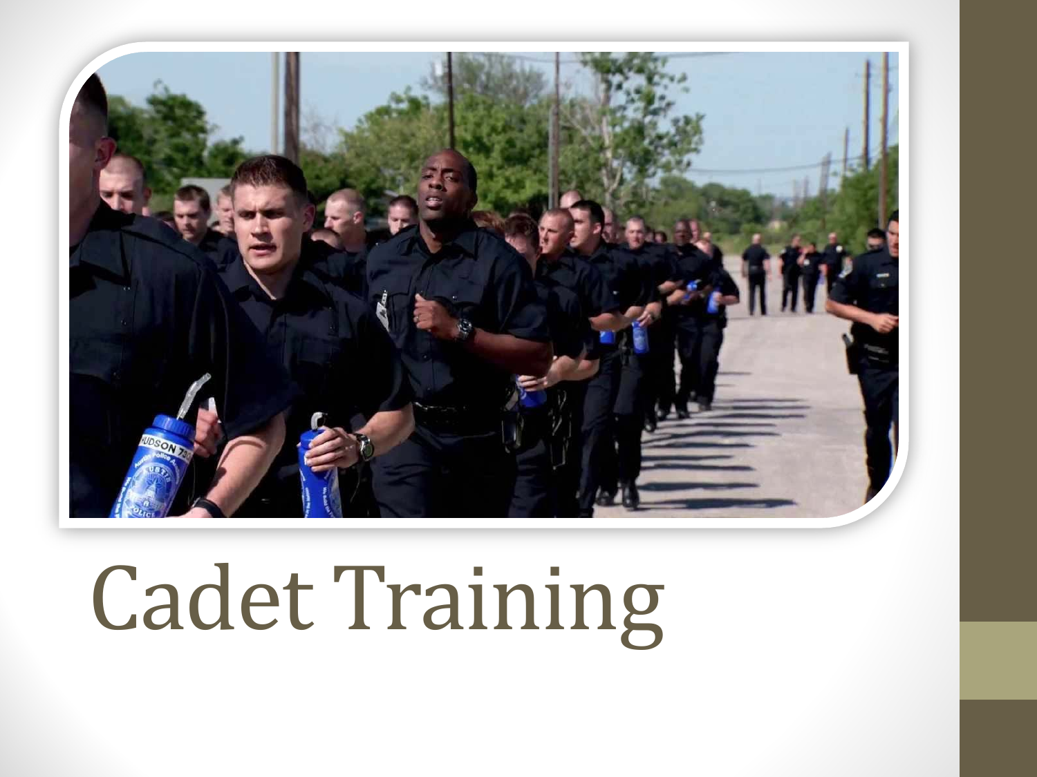# Cadet Training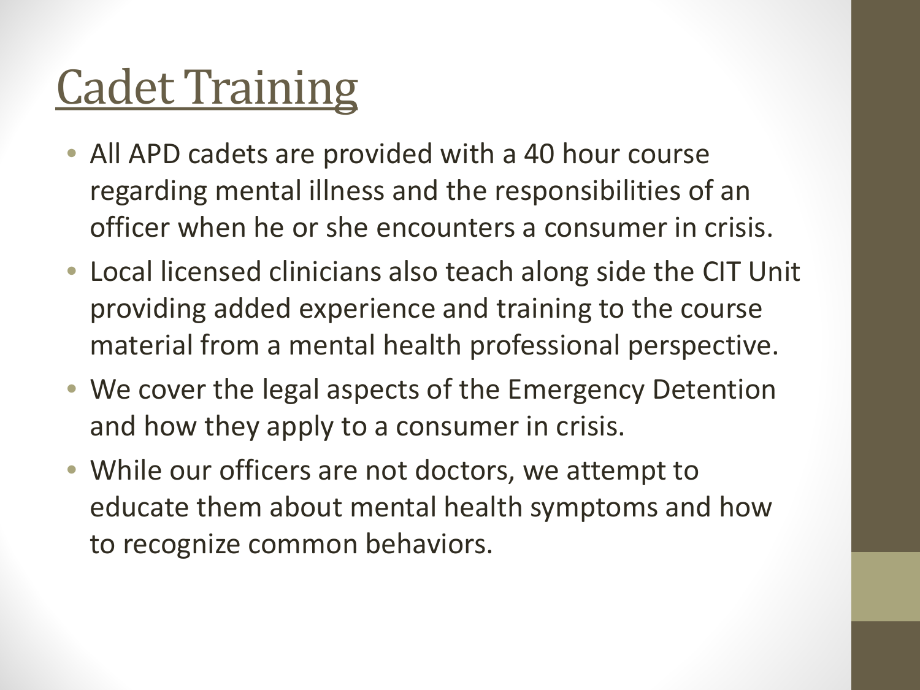# Cadet Training

- All APD cadets are provided with a 40 hour course regarding mental illness and the responsibilities of an officer when he or she encounters a consumer in crisis.
- Local licensed clinicians also teach along side the CIT Unit providing added experience and training to the course material from a mental health professional perspective.
- We cover the legal aspects of the Emergency Detention and how they apply to a consumer in crisis.
- While our officers are not doctors, we attempt to educate them about mental health symptoms and how to recognize common behaviors.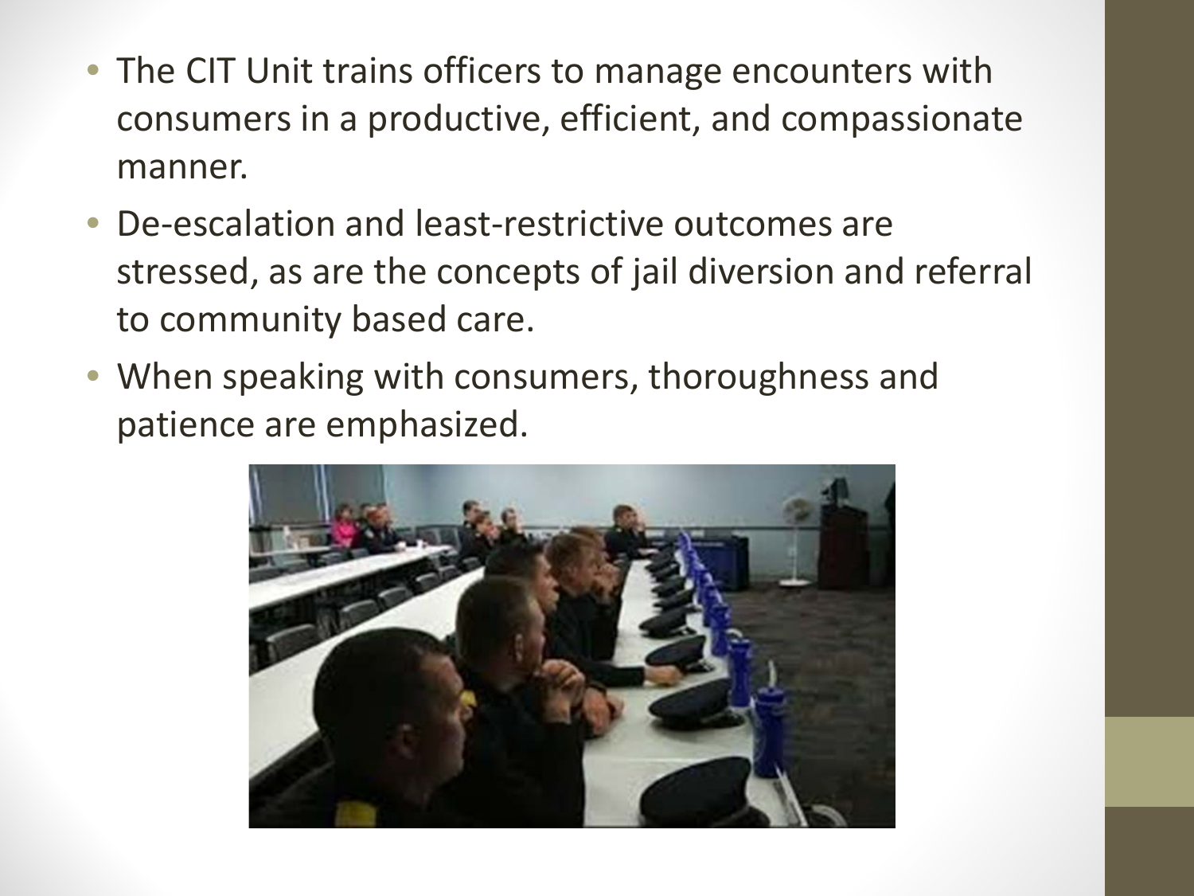- The CIT Unit trains officers to manage encounters with consumers in a productive, efficient, and compassionate manner.
- De-escalation and least-restrictive outcomes are stressed, as are the concepts of jail diversion and referral to community based care.
- When speaking with consumers, thoroughness and patience are emphasized.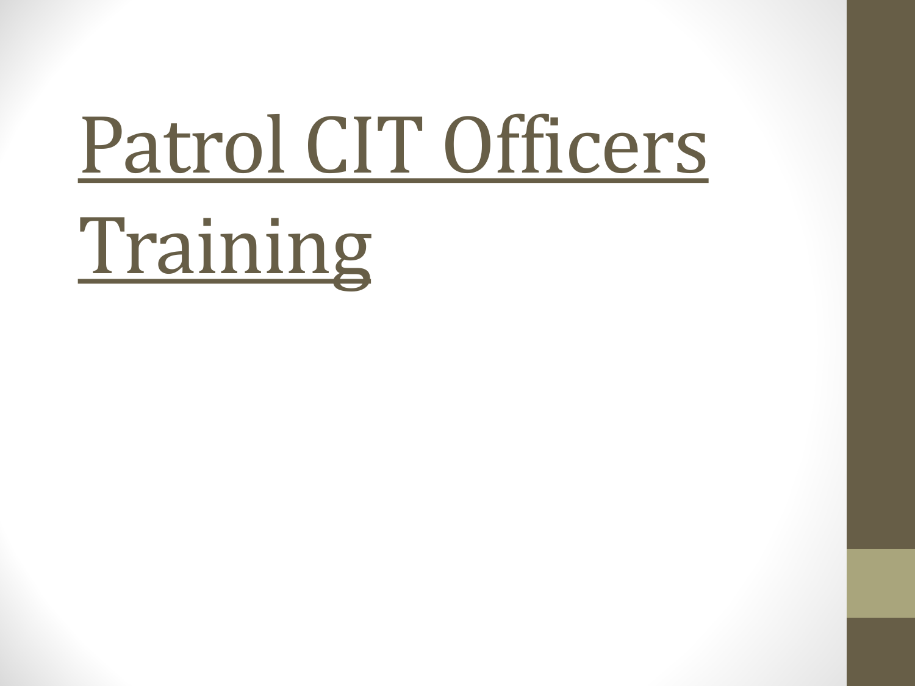# Patrol CIT Officers Training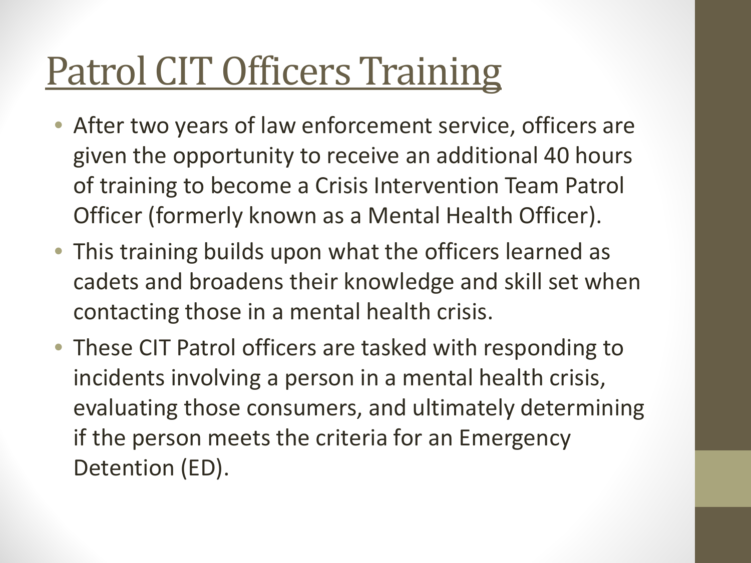# Patrol CIT Officers Training

- After two years of law enforcement service, officers are given the opportunity to receive an additional 40 hours of training to become a Crisis Intervention Team Patrol Officer (formerly known as a Mental Health Officer).
- This training builds upon what the officers learned as cadets and broadens their knowledge and skill set when contacting those in a mental health crisis.
- These CIT Patrol officers are tasked with responding to incidents involving a person in a mental health crisis, evaluating those consumers, and ultimately determining if the person meets the criteria for an Emergency Detention (ED).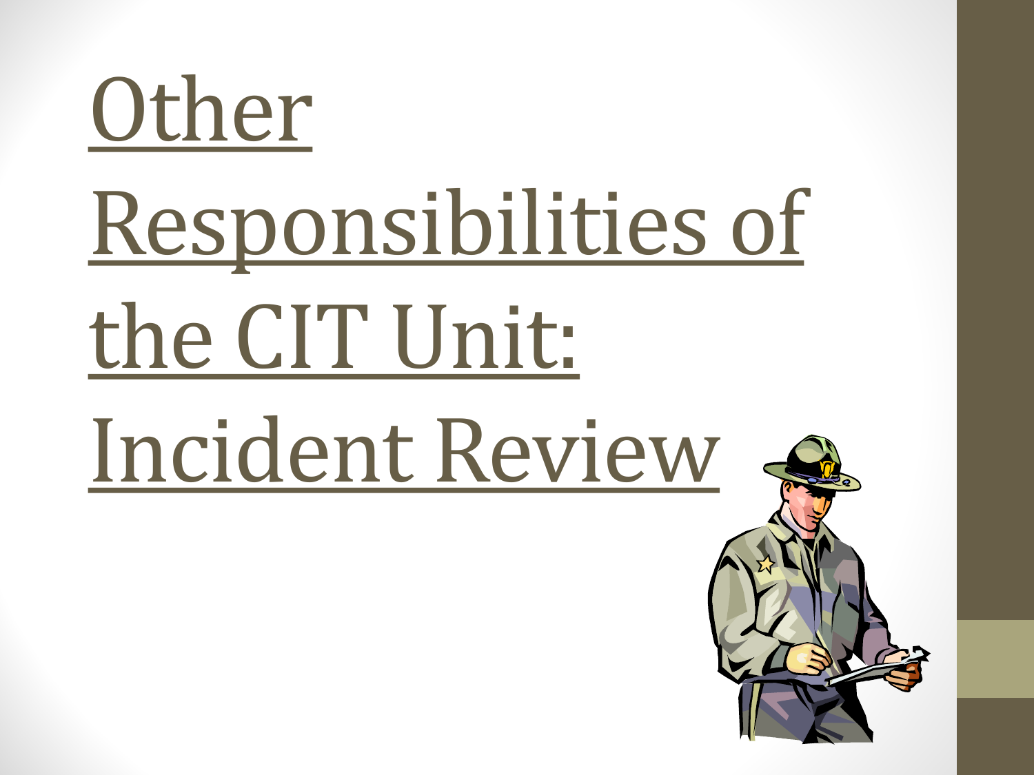# Other Responsibilities of the CIT Unit: Incident Review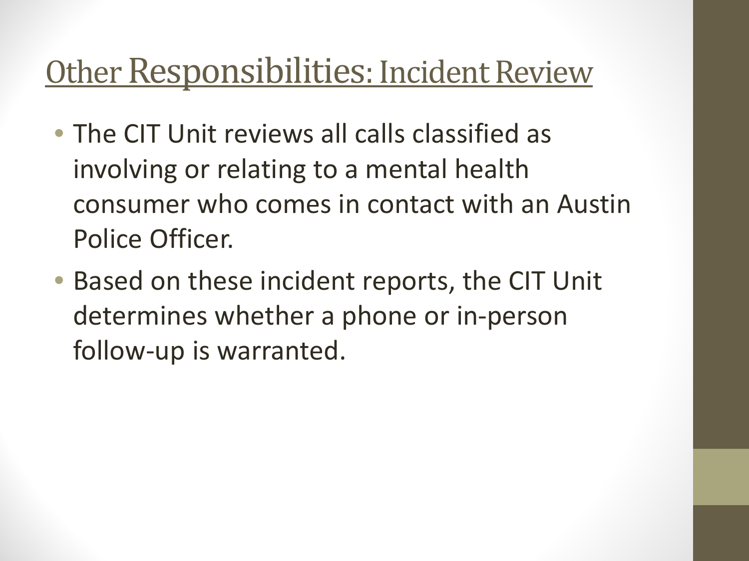# Other Responsibilities: Incident Review

- The CIT Unit reviews all calls classified as involving or relating to a mental health consumer who comes in contact with an Austin Police Officer.
- Based on these incident reports, the CIT Unit determines whether a phone or in-person follow-up is warranted.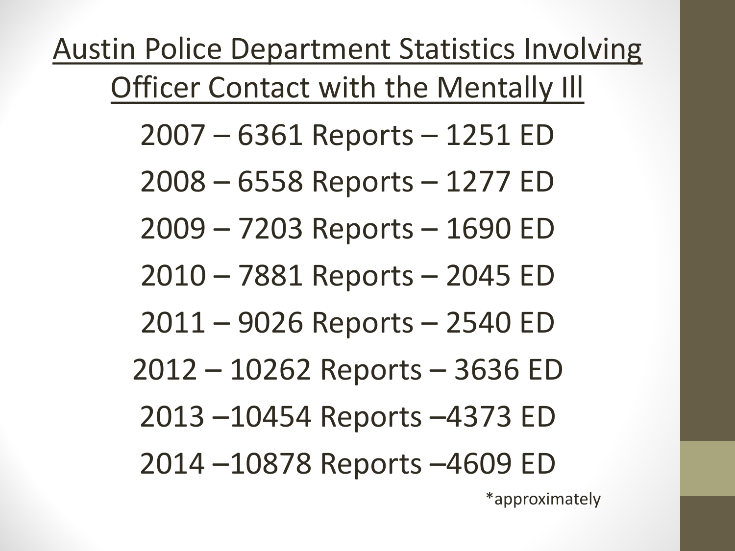## Austin Police Department Statistics Involving Officer Contact with the Mentally Ill

2007 – 6361 Reports – 1251 ED

2008 – 6558 Reports – 1277 ED

2009 – 7203 Reports – 1690 ED

2010 – 7881 Reports – 2045 ED

2011 – 9026 Reports – 2540 ED

2012 – 10262 Reports – 3636 ED

2013 –10454 Reports –4373 ED

2014 –10878 Reports –4609 ED

*approximately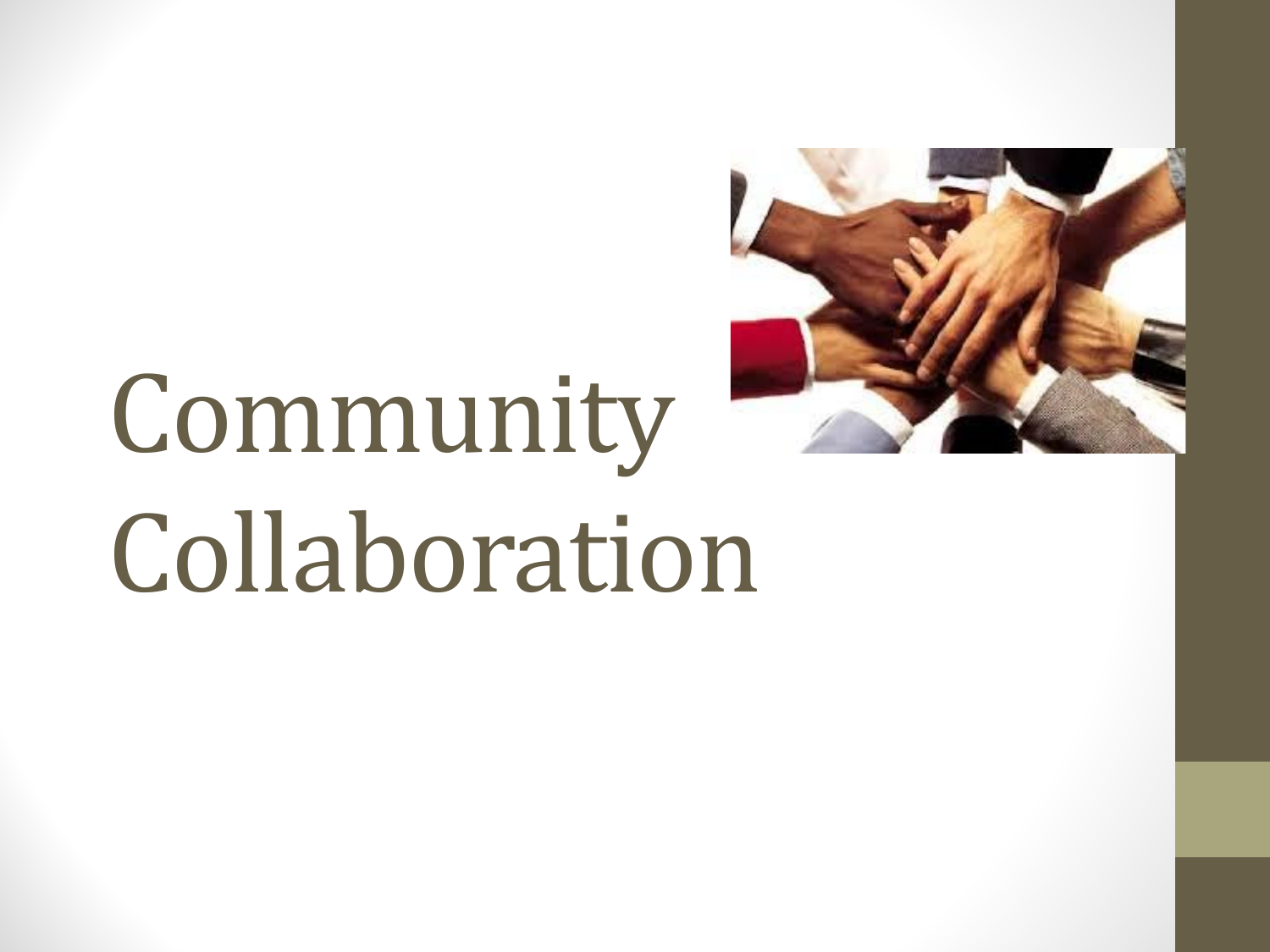# Community Collaboration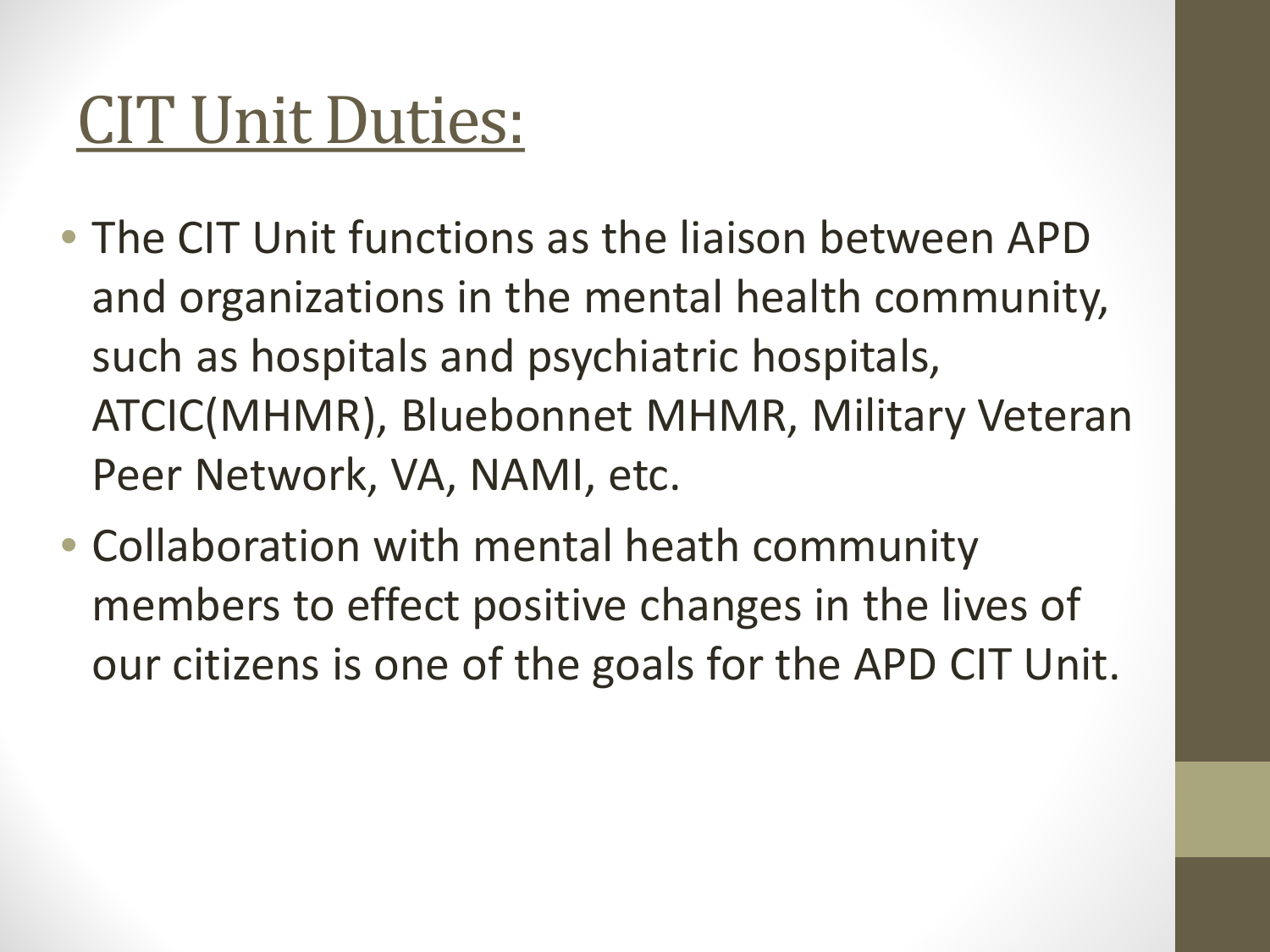# CIT Unit Duties:

- The CIT Unit functions as the liaison between APD and organizations in the mental health community, such as hospitals and psychiatric hospitals, ATCIC(MHMR), Bluebonnet MHMR, Military Veteran Peer Network, VA, NAMI, etc.
- Collaboration with mental heath community members to effect positive changes in the lives of our citizens is one of the goals for the APD CIT Unit.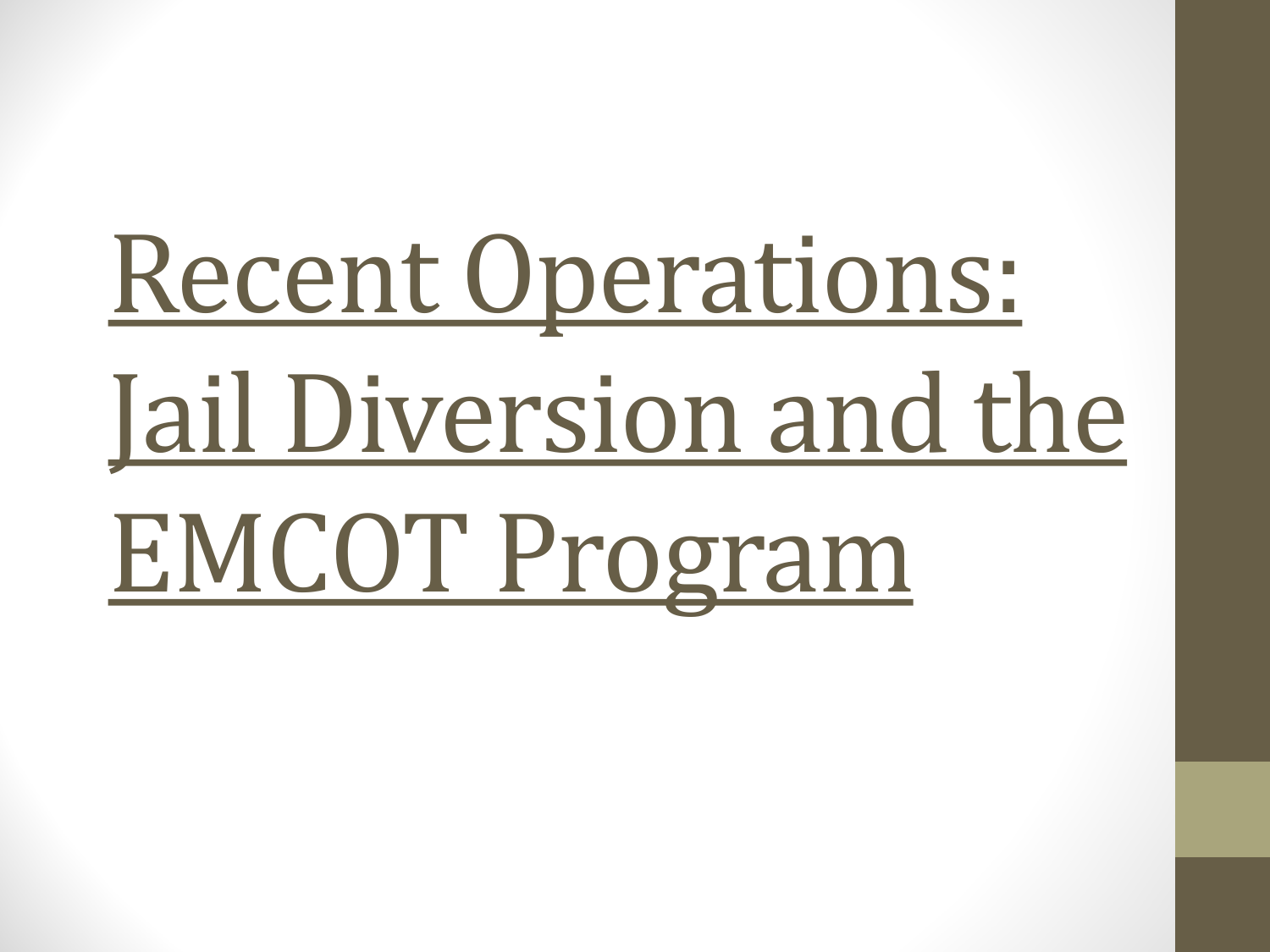# Recent Operations: Jail Diversion and the EMCOT Program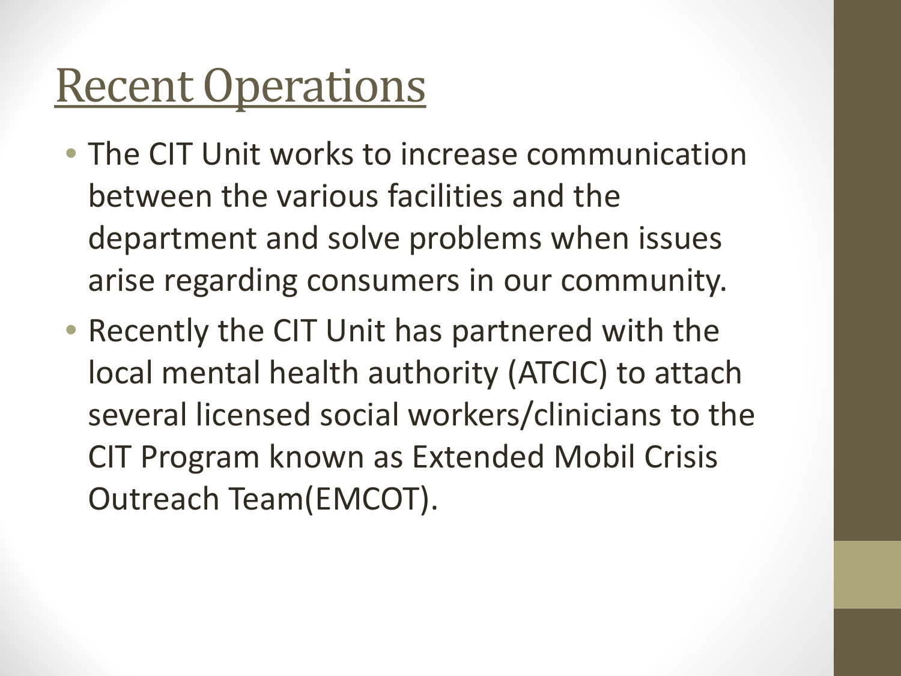# Recent Operations

- The CIT Unit works to increase communication between the various facilities and the department and solve problems when issues arise regarding consumers in our community.
- Recently the CIT Unit has partnered with the local mental health authority (ATCIC) to attach several licensed social workers/clinicians to the CIT Program known as Extended Mobil Crisis Outreach Team(EMCOT).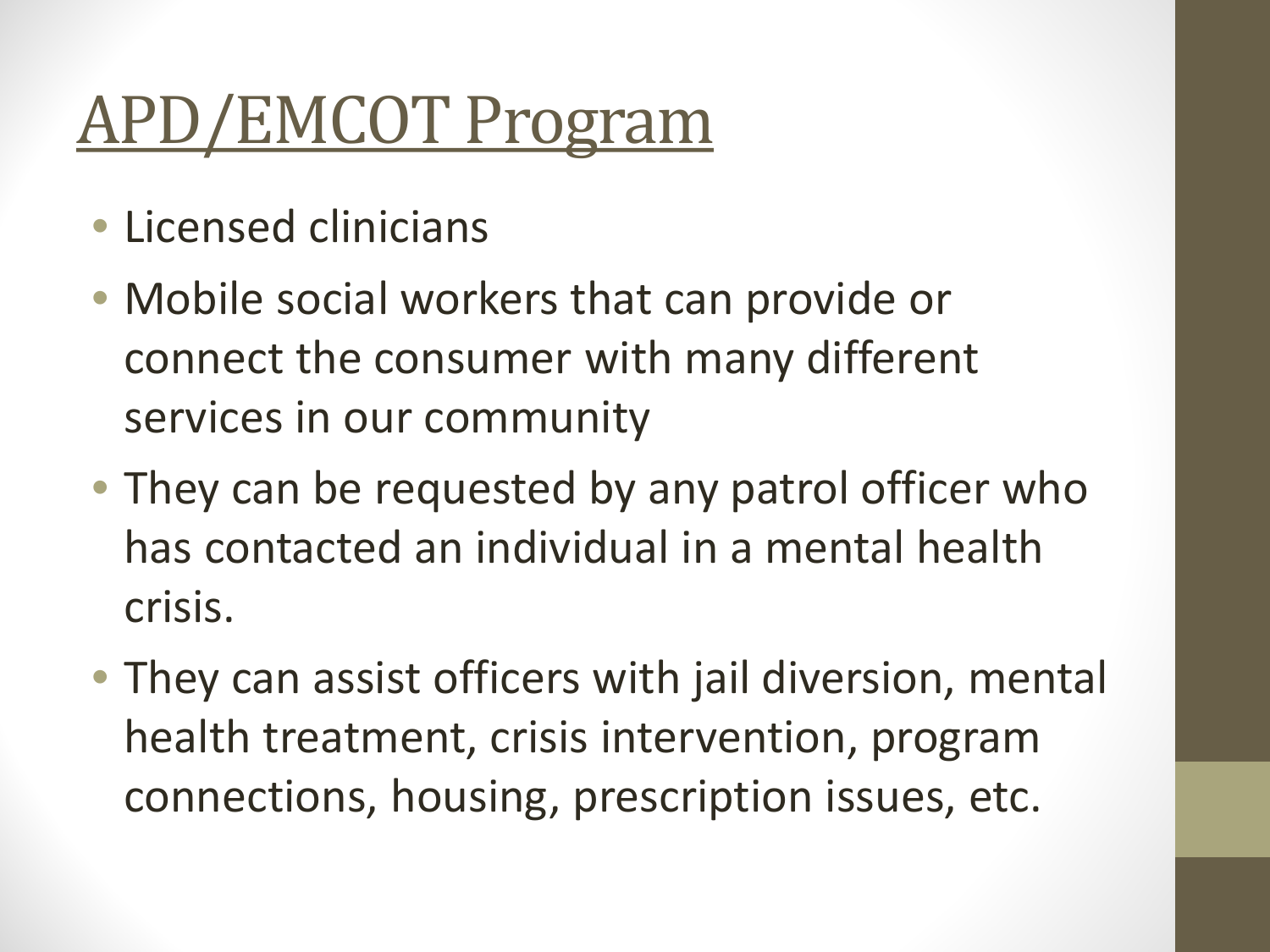# APD/EMCOT Program

- Licensed clinicians
- Mobile social workers that can provide or connect the consumer with many different services in our community
- They can be requested by any patrol officer who has contacted an individual in a mental health crisis.
- They can assist officers with jail diversion, mental health treatment, crisis intervention, program connections, housing, prescription issues, etc.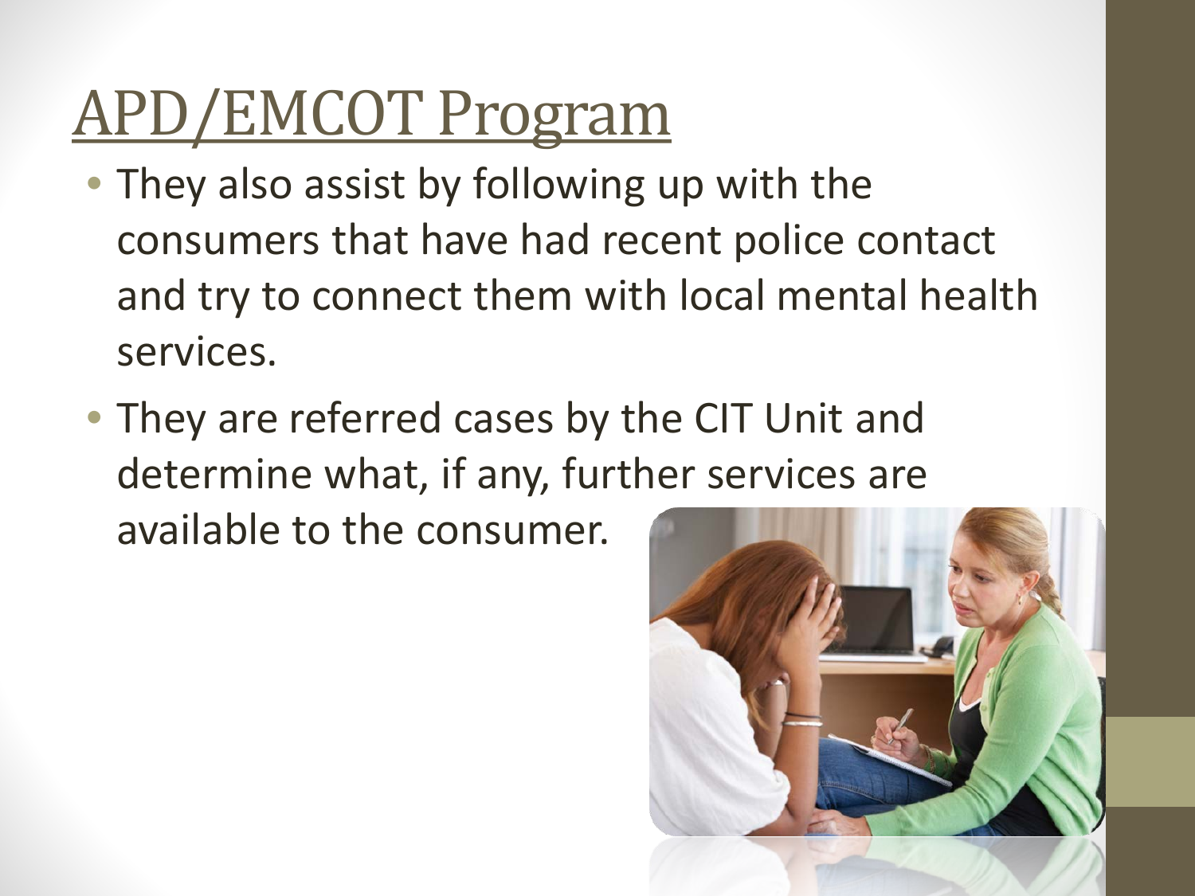# APD/EMCOT Program

- They also assist by following up with the consumers that have had recent police contact and try to connect them with local mental health services.
- They are referred cases by the CIT Unit and determine what, if any, further services are available to the consumer.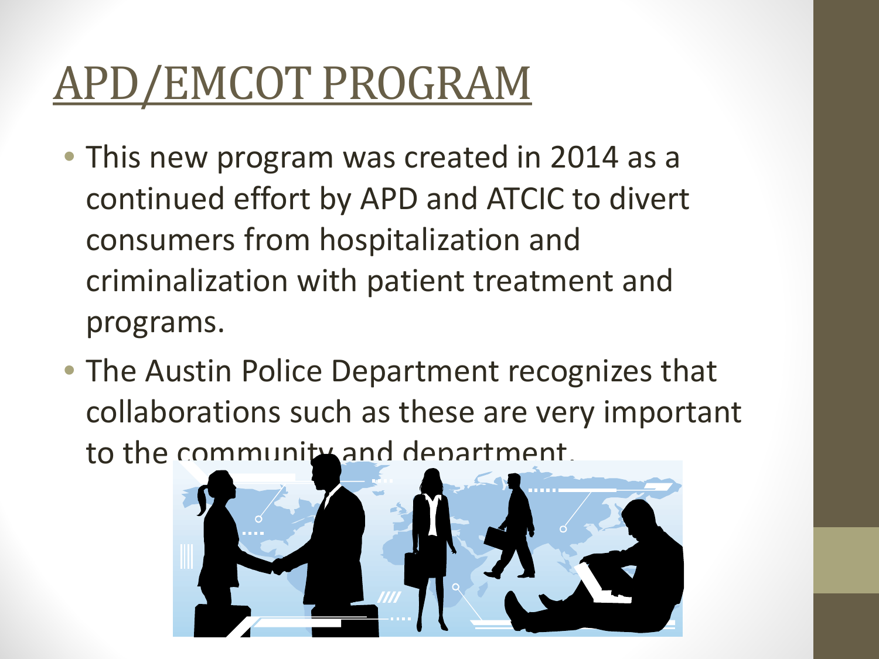# APD/EMCOT PROGRAM

- This new program was created in 2014 as a continued effort by APD and ATCIC to divert consumers from hospitalization and criminalization with patient treatment and programs.
- The Austin Police Department recognizes that collaborations such as these are very important to the community and department.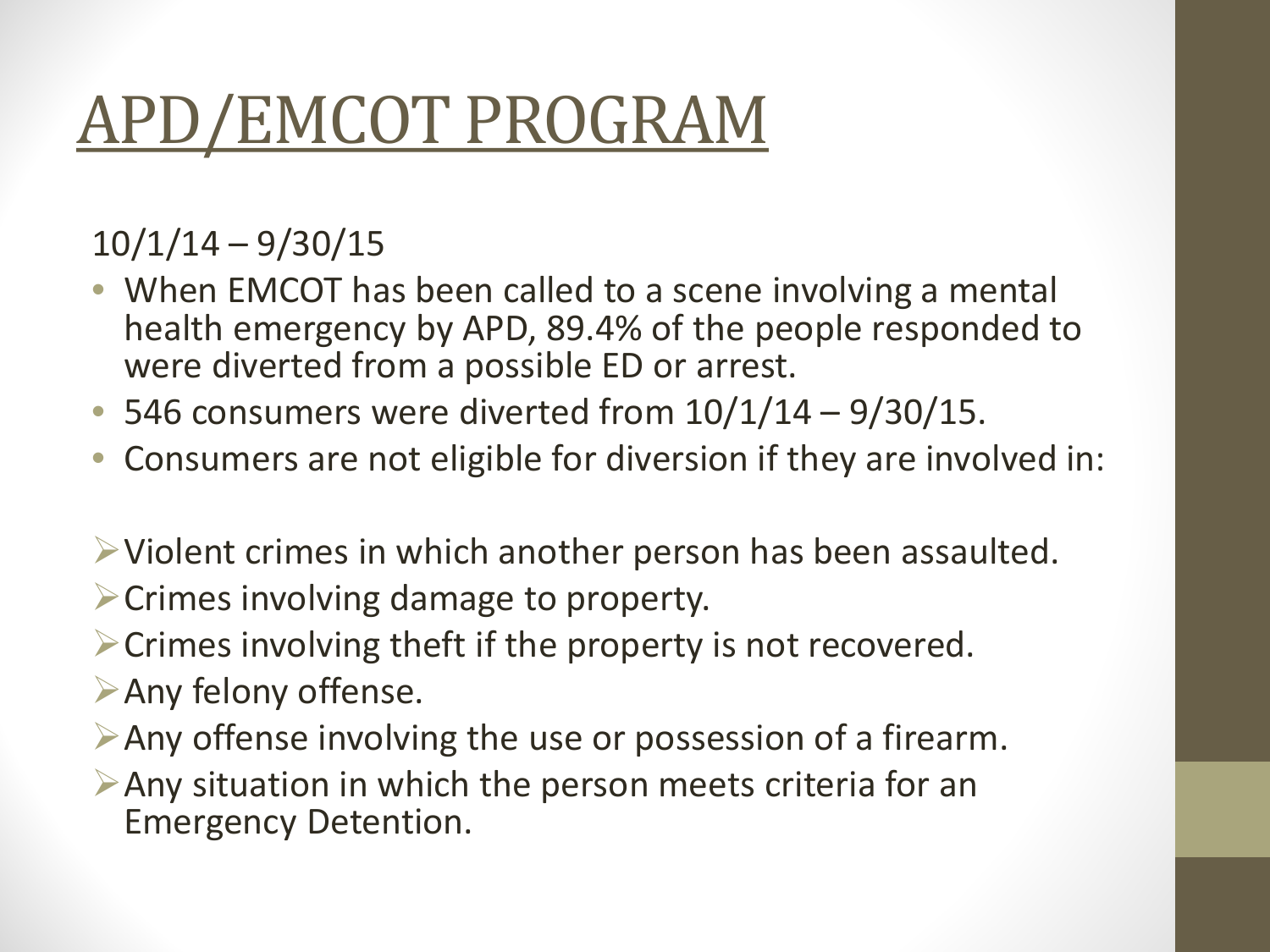# APD/EMCOT PROGRAM

10/1/14 – 9/30/15

- When EMCOT has been called to a scene involving a mental health emergency by APD, 89.4% of the people responded to were diverted from a possible ED or arrest.
- 546 consumers were diverted from 10/1/14 – 9/30/15.
- Consumers are not eligible for diversion if they are involved in:

- Violent crimes in which another person has been assaulted.
- Crimes involving damage to property.
- Crimes involving theft if the property is not recovered.
- Any felony offense.
- Any offense involving the use or possession of a firearm.
- Any situation in which the person meets criteria for an Emergency Detention.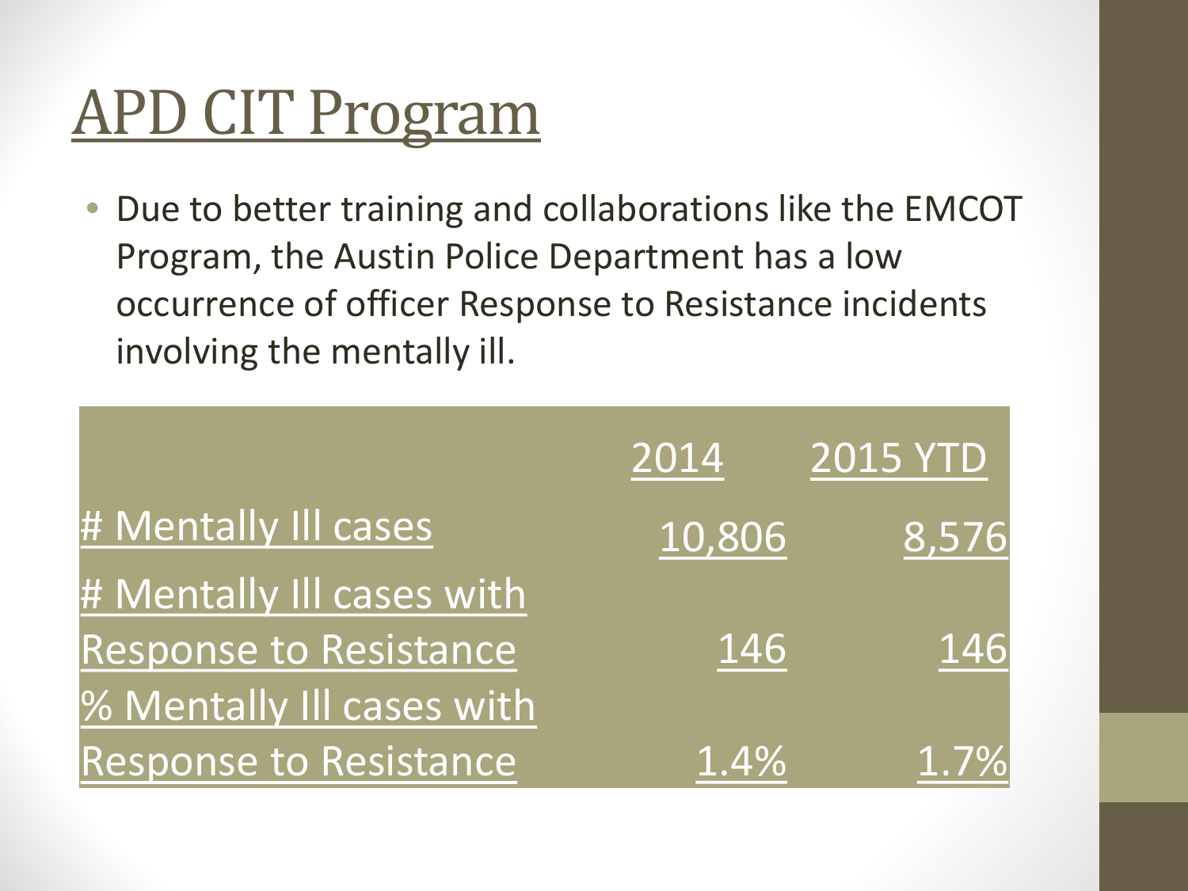# APD CIT Program

- Due to better training and collaborations like the EMCOT Program, the Austin Police Department has a low occurrence of officer Response to Resistance incidents involving the mentally ill.

| | 2014 | 2015 YTD |
|---|---|---|
| # Mentally Ill cases | 10,806 | 8,576 |
| # Mentally Ill cases with Response to Resistance | 146 | 146 |
| % Mentally Ill cases with Response to Resistance | 1.4% | 1.7% |